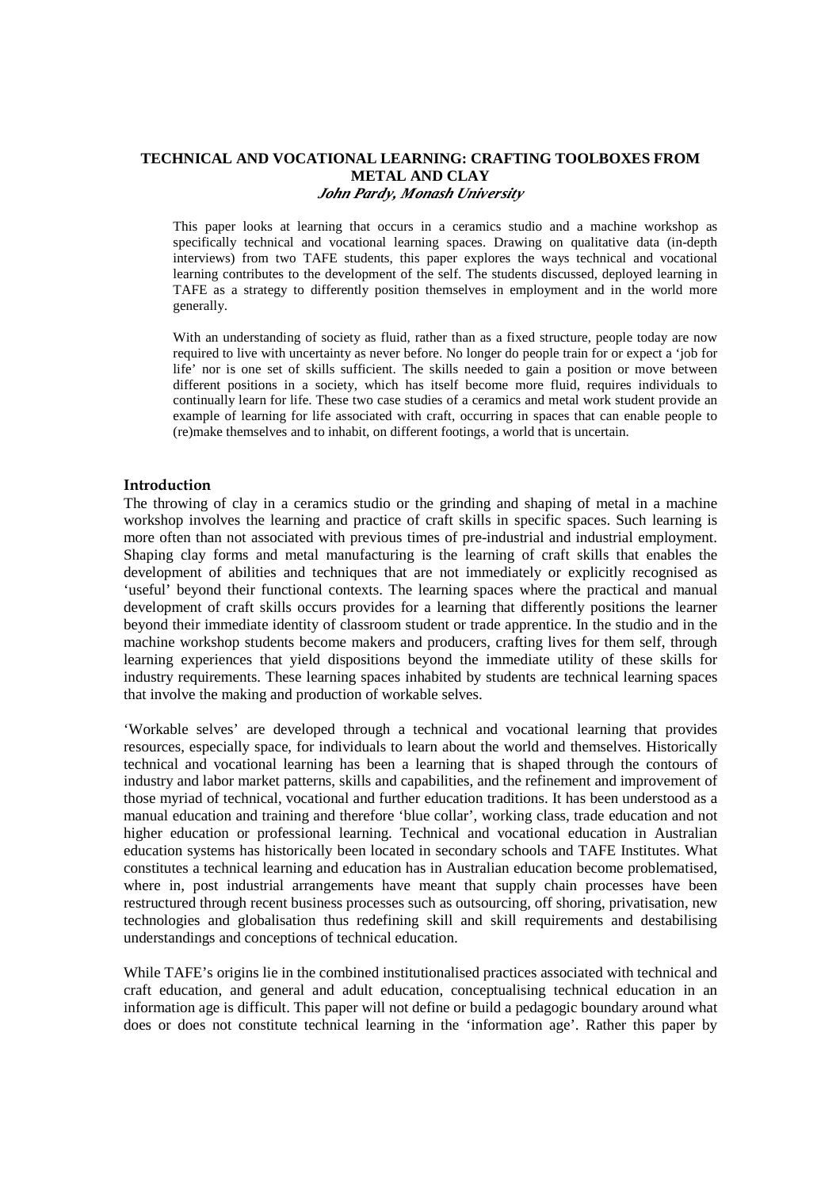# TECHNICAL AND VOCATIONAL LEARNING: CRAFTING TOOLBOXES FROM METAL AND CLAY

***John Pardy, Monash University***

This paper looks at learning that occurs in a ceramics studio and a machine workshop as specifically technical and vocational learning spaces. Drawing on qualitative data (in-depth interviews) from two TAFE students, this paper explores the ways technical and vocational learning contributes to the development of the self. The students discussed, deployed learning in TAFE as a strategy to differently position themselves in employment and in the world more generally.

With an understanding of society as fluid, rather than as a fixed structure, people today are now required to live with uncertainty as never before. No longer do people train for or expect a 'job for life' nor is one set of skills sufficient. The skills needed to gain a position or move between different positions in a society, which has itself become more fluid, requires individuals to continually learn for life. These two case studies of a ceramics and metal work student provide an example of learning for life associated with craft, occurring in spaces that can enable people to (re)make themselves and to inhabit, on different footings, a world that is uncertain.

## Introduction

The throwing of clay in a ceramics studio or the grinding and shaping of metal in a machine workshop involves the learning and practice of craft skills in specific spaces. Such learning is more often than not associated with previous times of pre-industrial and industrial employment. Shaping clay forms and metal manufacturing is the learning of craft skills that enables the development of abilities and techniques that are not immediately or explicitly recognised as 'useful' beyond their functional contexts. The learning spaces where the practical and manual development of craft skills occurs provides for a learning that differently positions the learner beyond their immediate identity of classroom student or trade apprentice. In the studio and in the machine workshop students become makers and producers, crafting lives for them self, through learning experiences that yield dispositions beyond the immediate utility of these skills for industry requirements. These learning spaces inhabited by students are technical learning spaces that involve the making and production of workable selves.

'Workable selves' are developed through a technical and vocational learning that provides resources, especially space, for individuals to learn about the world and themselves. Historically technical and vocational learning has been a learning that is shaped through the contours of industry and labor market patterns, skills and capabilities, and the refinement and improvement of those myriad of technical, vocational and further education traditions. It has been understood as a manual education and training and therefore 'blue collar', working class, trade education and not higher education or professional learning. Technical and vocational education in Australian education systems has historically been located in secondary schools and TAFE Institutes. What constitutes a technical learning and education has in Australian education become problematised, where in, post industrial arrangements have meant that supply chain processes have been restructured through recent business processes such as outsourcing, off shoring, privatisation, new technologies and globalisation thus redefining skill and skill requirements and destabilising understandings and conceptions of technical education.

While TAFE's origins lie in the combined institutionalised practices associated with technical and craft education, and general and adult education, conceptualising technical education in an information age is difficult. This paper will not define or build a pedagogic boundary around what does or does not constitute technical learning in the 'information age'. Rather this paper by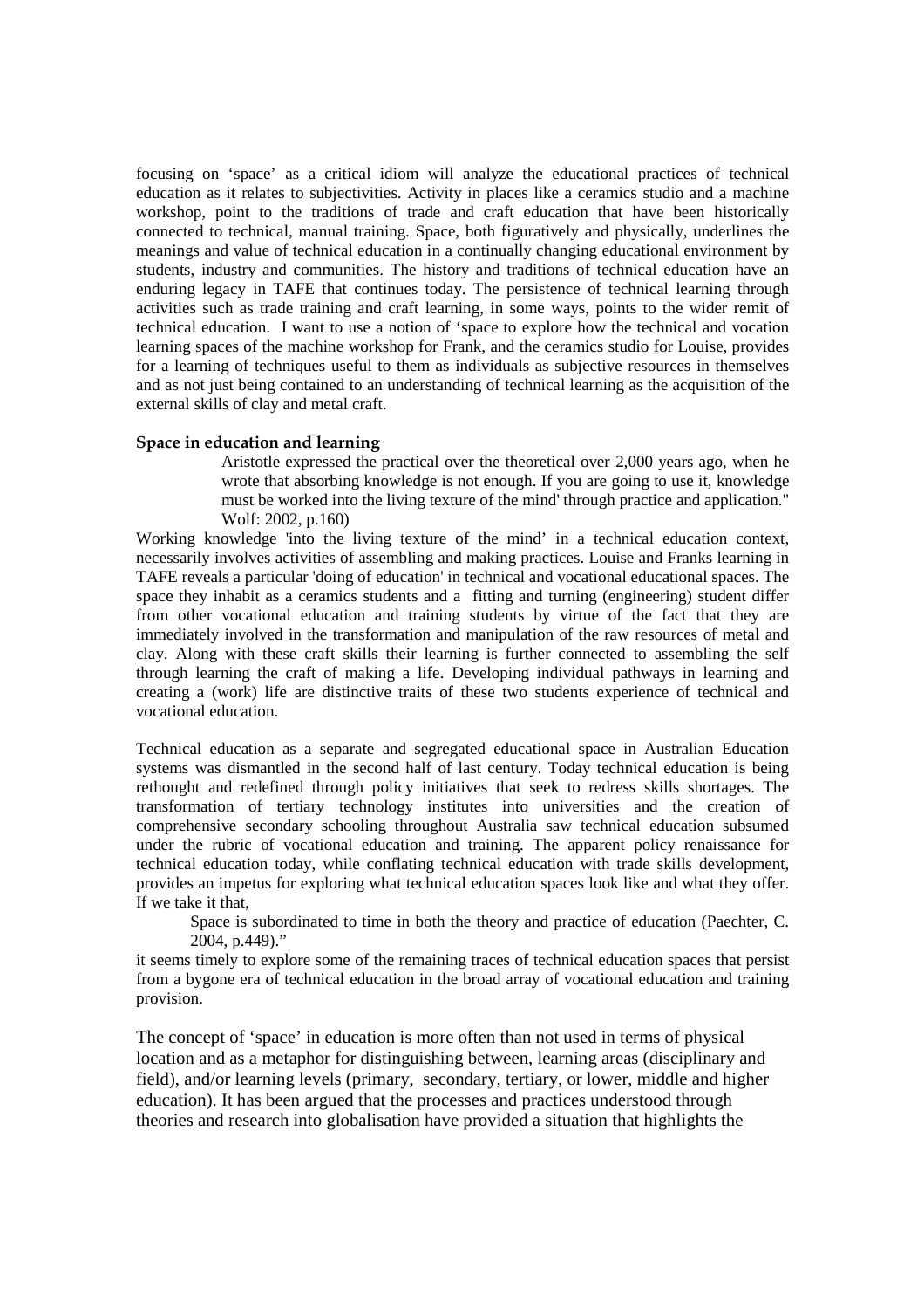focusing on 'space' as a critical idiom will analyze the educational practices of technical education as it relates to subjectivities. Activity in places like a ceramics studio and a machine workshop, point to the traditions of trade and craft education that have been historically connected to technical, manual training. Space, both figuratively and physically, underlines the meanings and value of technical education in a continually changing educational environment by students, industry and communities. The history and traditions of technical education have an enduring legacy in TAFE that continues today. The persistence of technical learning through activities such as trade training and craft learning, in some ways, points to the wider remit of technical education. I want to use a notion of 'space to explore how the technical and vocation learning spaces of the machine workshop for Frank, and the ceramics studio for Louise, provides for a learning of techniques useful to them as individuals as subjective resources in themselves and as not just being contained to an understanding of technical learning as the acquisition of the external skills of clay and metal craft.

### Space in education and learning

> Aristotle expressed the practical over the theoretical over 2,000 years ago, when he wrote that absorbing knowledge is not enough. If you are going to use it, knowledge must be worked into the living texture of the mind' through practice and application." Wolf: 2002, p.160)

Working knowledge 'into the living texture of the mind' in a technical education context, necessarily involves activities of assembling and making practices. Louise and Franks learning in TAFE reveals a particular 'doing of education' in technical and vocational educational spaces. The space they inhabit as a ceramics students and a fitting and turning (engineering) student differ from other vocational education and training students by virtue of the fact that they are immediately involved in the transformation and manipulation of the raw resources of metal and clay. Along with these craft skills their learning is further connected to assembling the self through learning the craft of making a life. Developing individual pathways in learning and creating a (work) life are distinctive traits of these two students experience of technical and vocational education.

Technical education as a separate and segregated educational space in Australian Education systems was dismantled in the second half of last century. Today technical education is being rethought and redefined through policy initiatives that seek to redress skills shortages. The transformation of tertiary technology institutes into universities and the creation of comprehensive secondary schooling throughout Australia saw technical education subsumed under the rubric of vocational education and training. The apparent policy renaissance for technical education today, while conflating technical education with trade skills development, provides an impetus for exploring what technical education spaces look like and what they offer. If we take it that,

> Space is subordinated to time in both the theory and practice of education (Paechter, C. 2004, p.449)."

it seems timely to explore some of the remaining traces of technical education spaces that persist from a bygone era of technical education in the broad array of vocational education and training provision.

The concept of 'space' in education is more often than not used in terms of physical location and as a metaphor for distinguishing between, learning areas (disciplinary and field), and/or learning levels (primary, secondary, tertiary, or lower, middle and higher education). It has been argued that the processes and practices understood through theories and research into globalisation have provided a situation that highlights the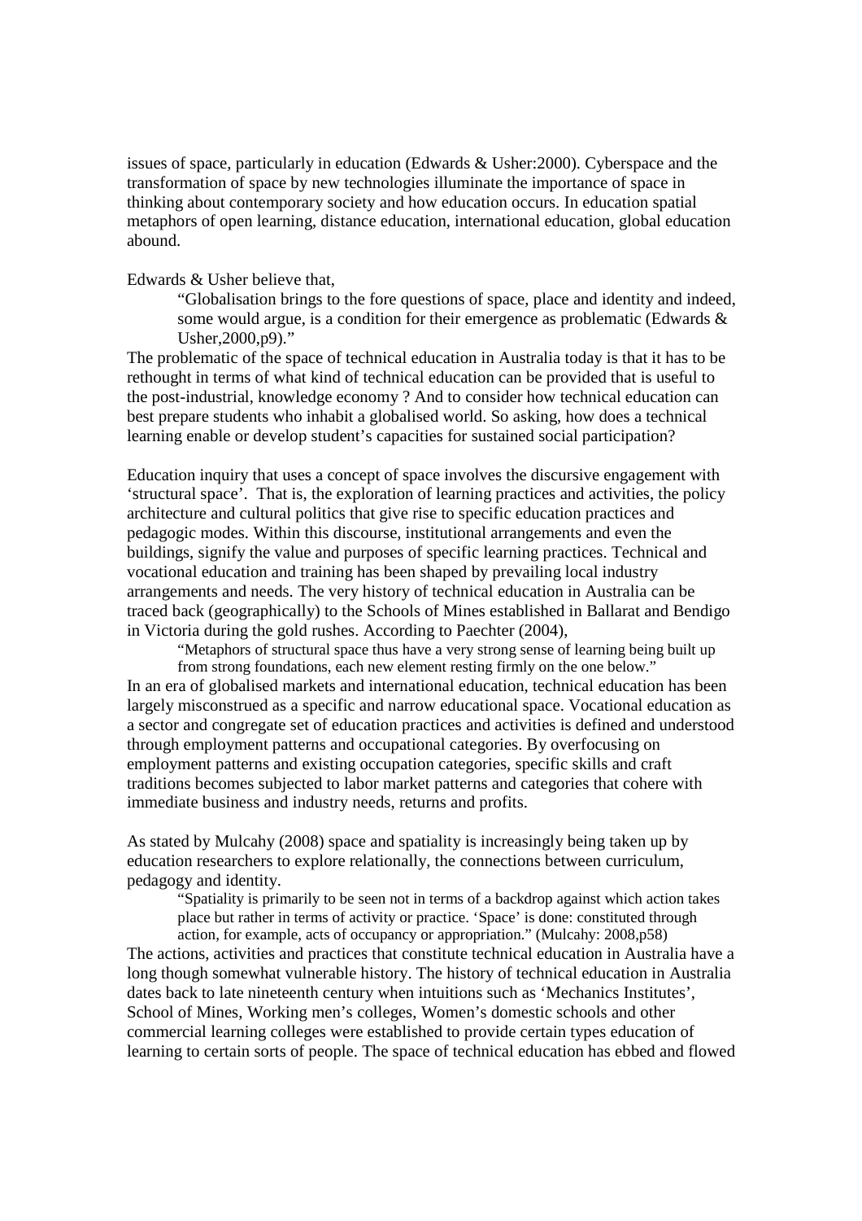issues of space, particularly in education (Edwards & Usher:2000). Cyberspace and the transformation of space by new technologies illuminate the importance of space in thinking about contemporary society and how education occurs. In education spatial metaphors of open learning, distance education, international education, global education abound.

Edwards & Usher believe that,

> "Globalisation brings to the fore questions of space, place and identity and indeed, some would argue, is a condition for their emergence as problematic (Edwards & Usher,2000,p9)."

The problematic of the space of technical education in Australia today is that it has to be rethought in terms of what kind of technical education can be provided that is useful to the post-industrial, knowledge economy ? And to consider how technical education can best prepare students who inhabit a globalised world. So asking, how does a technical learning enable or develop student's capacities for sustained social participation?

Education inquiry that uses a concept of space involves the discursive engagement with 'structural space'. That is, the exploration of learning practices and activities, the policy architecture and cultural politics that give rise to specific education practices and pedagogic modes. Within this discourse, institutional arrangements and even the buildings, signify the value and purposes of specific learning practices. Technical and vocational education and training has been shaped by prevailing local industry arrangements and needs. The very history of technical education in Australia can be traced back (geographically) to the Schools of Mines established in Ballarat and Bendigo in Victoria during the gold rushes. According to Paechter (2004),

> "Metaphors of structural space thus have a very strong sense of learning being built up from strong foundations, each new element resting firmly on the one below."

In an era of globalised markets and international education, technical education has been largely misconstrued as a specific and narrow educational space. Vocational education as a sector and congregate set of education practices and activities is defined and understood through employment patterns and occupational categories. By overfocusing on employment patterns and existing occupation categories, specific skills and craft traditions becomes subjected to labor market patterns and categories that cohere with immediate business and industry needs, returns and profits.

As stated by Mulcahy (2008) space and spatiality is increasingly being taken up by education researchers to explore relationally, the connections between curriculum, pedagogy and identity.

> "Spatiality is primarily to be seen not in terms of a backdrop against which action takes place but rather in terms of activity or practice. 'Space' is done: constituted through action, for example, acts of occupancy or appropriation." (Mulcahy: 2008,p58)

The actions, activities and practices that constitute technical education in Australia have a long though somewhat vulnerable history. The history of technical education in Australia dates back to late nineteenth century when intuitions such as 'Mechanics Institutes', School of Mines, Working men's colleges, Women's domestic schools and other commercial learning colleges were established to provide certain types education of learning to certain sorts of people. The space of technical education has ebbed and flowed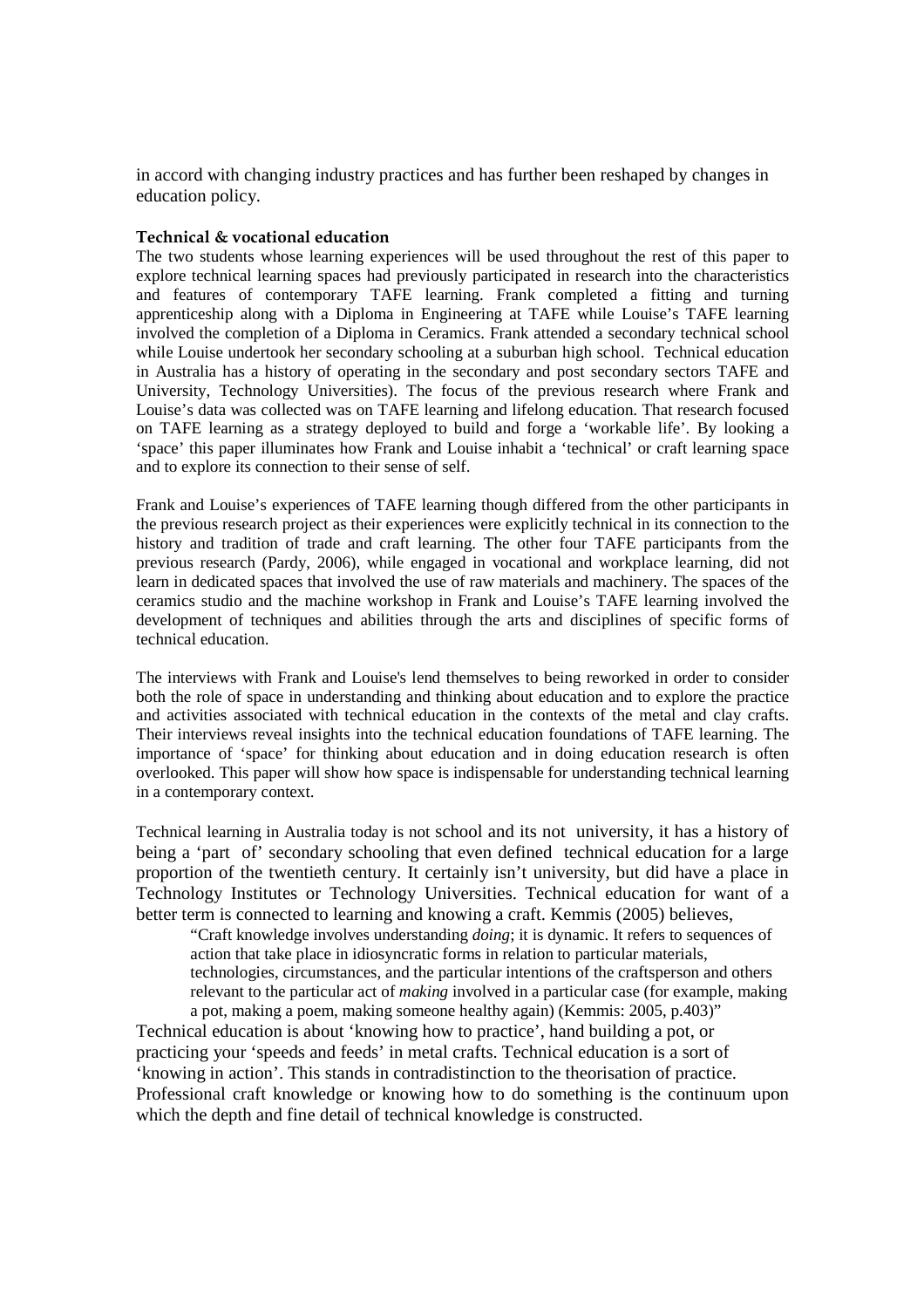in accord with changing industry practices and has further been reshaped by changes in education policy.

**Technical & vocational education**

The two students whose learning experiences will be used throughout the rest of this paper to explore technical learning spaces had previously participated in research into the characteristics and features of contemporary TAFE learning. Frank completed a fitting and turning apprenticeship along with a Diploma in Engineering at TAFE while Louise's TAFE learning involved the completion of a Diploma in Ceramics. Frank attended a secondary technical school while Louise undertook her secondary schooling at a suburban high school. Technical education in Australia has a history of operating in the secondary and post secondary sectors TAFE and University, Technology Universities). The focus of the previous research where Frank and Louise's data was collected was on TAFE learning and lifelong education. That research focused on TAFE learning as a strategy deployed to build and forge a 'workable life'. By looking a 'space' this paper illuminates how Frank and Louise inhabit a 'technical' or craft learning space and to explore its connection to their sense of self.

Frank and Louise's experiences of TAFE learning though differed from the other participants in the previous research project as their experiences were explicitly technical in its connection to the history and tradition of trade and craft learning. The other four TAFE participants from the previous research (Pardy, 2006), while engaged in vocational and workplace learning, did not learn in dedicated spaces that involved the use of raw materials and machinery. The spaces of the ceramics studio and the machine workshop in Frank and Louise's TAFE learning involved the development of techniques and abilities through the arts and disciplines of specific forms of technical education.

The interviews with Frank and Louise's lend themselves to being reworked in order to consider both the role of space in understanding and thinking about education and to explore the practice and activities associated with technical education in the contexts of the metal and clay crafts. Their interviews reveal insights into the technical education foundations of TAFE learning. The importance of 'space' for thinking about education and in doing education research is often overlooked. This paper will show how space is indispensable for understanding technical learning in a contemporary context.

Technical learning in Australia today is not school and its not university, it has a history of being a 'part of' secondary schooling that even defined technical education for a large proportion of the twentieth century. It certainly isn't university, but did have a place in Technology Institutes or Technology Universities. Technical education for want of a better term is connected to learning and knowing a craft. Kemmis (2005) believes,

> "Craft knowledge involves understanding *doing*; it is dynamic. It refers to sequences of action that take place in idiosyncratic forms in relation to particular materials, technologies, circumstances, and the particular intentions of the craftsperson and others relevant to the particular act of *making* involved in a particular case (for example, making a pot, making a poem, making someone healthy again) (Kemmis: 2005, p.403)"

Technical education is about 'knowing how to practice', hand building a pot, or practicing your 'speeds and feeds' in metal crafts. Technical education is a sort of 'knowing in action'. This stands in contradistinction to the theorisation of practice. Professional craft knowledge or knowing how to do something is the continuum upon which the depth and fine detail of technical knowledge is constructed.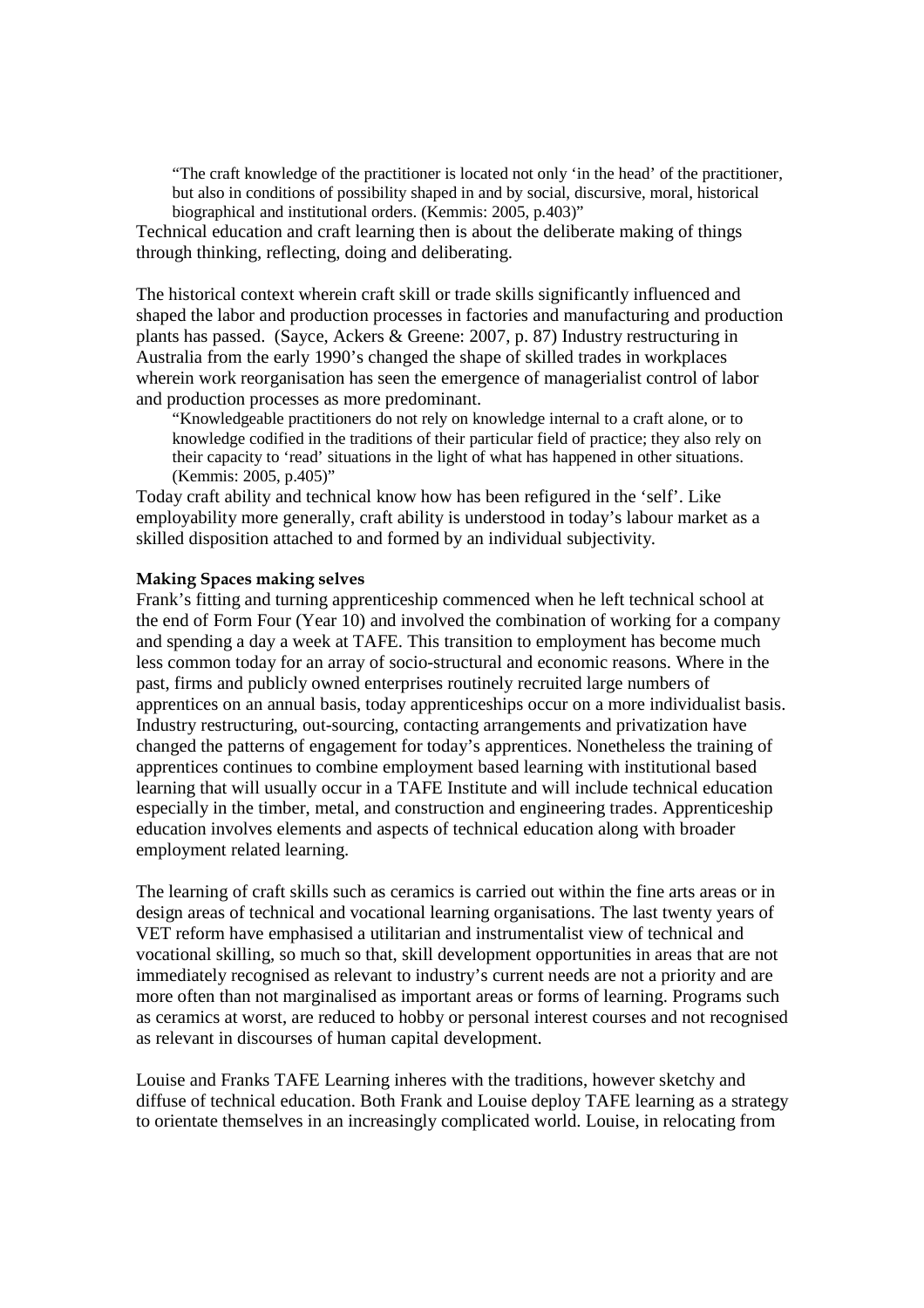> "The craft knowledge of the practitioner is located not only 'in the head' of the practitioner, but also in conditions of possibility shaped in and by social, discursive, moral, historical biographical and institutional orders. (Kemmis: 2005, p.403)"

Technical education and craft learning then is about the deliberate making of things through thinking, reflecting, doing and deliberating.

The historical context wherein craft skill or trade skills significantly influenced and shaped the labor and production processes in factories and manufacturing and production plants has passed. (Sayce, Ackers & Greene: 2007, p. 87) Industry restructuring in Australia from the early 1990's changed the shape of skilled trades in workplaces wherein work reorganisation has seen the emergence of managerialist control of labor and production processes as more predominant.

> "Knowledgeable practitioners do not rely on knowledge internal to a craft alone, or to knowledge codified in the traditions of their particular field of practice; they also rely on their capacity to 'read' situations in the light of what has happened in other situations. (Kemmis: 2005, p.405)"

Today craft ability and technical know how has been refigured in the 'self'. Like employability more generally, craft ability is understood in today's labour market as a skilled disposition attached to and formed by an individual subjectivity.

**Making Spaces making selves**

Frank's fitting and turning apprenticeship commenced when he left technical school at the end of Form Four (Year 10) and involved the combination of working for a company and spending a day a week at TAFE. This transition to employment has become much less common today for an array of socio-structural and economic reasons. Where in the past, firms and publicly owned enterprises routinely recruited large numbers of apprentices on an annual basis, today apprenticeships occur on a more individualist basis. Industry restructuring, out-sourcing, contacting arrangements and privatization have changed the patterns of engagement for today's apprentices. Nonetheless the training of apprentices continues to combine employment based learning with institutional based learning that will usually occur in a TAFE Institute and will include technical education especially in the timber, metal, and construction and engineering trades. Apprenticeship education involves elements and aspects of technical education along with broader employment related learning.

The learning of craft skills such as ceramics is carried out within the fine arts areas or in design areas of technical and vocational learning organisations. The last twenty years of VET reform have emphasised a utilitarian and instrumentalist view of technical and vocational skilling, so much so that, skill development opportunities in areas that are not immediately recognised as relevant to industry's current needs are not a priority and are more often than not marginalised as important areas or forms of learning. Programs such as ceramics at worst, are reduced to hobby or personal interest courses and not recognised as relevant in discourses of human capital development.

Louise and Franks TAFE Learning inheres with the traditions, however sketchy and diffuse of technical education. Both Frank and Louise deploy TAFE learning as a strategy to orientate themselves in an increasingly complicated world. Louise, in relocating from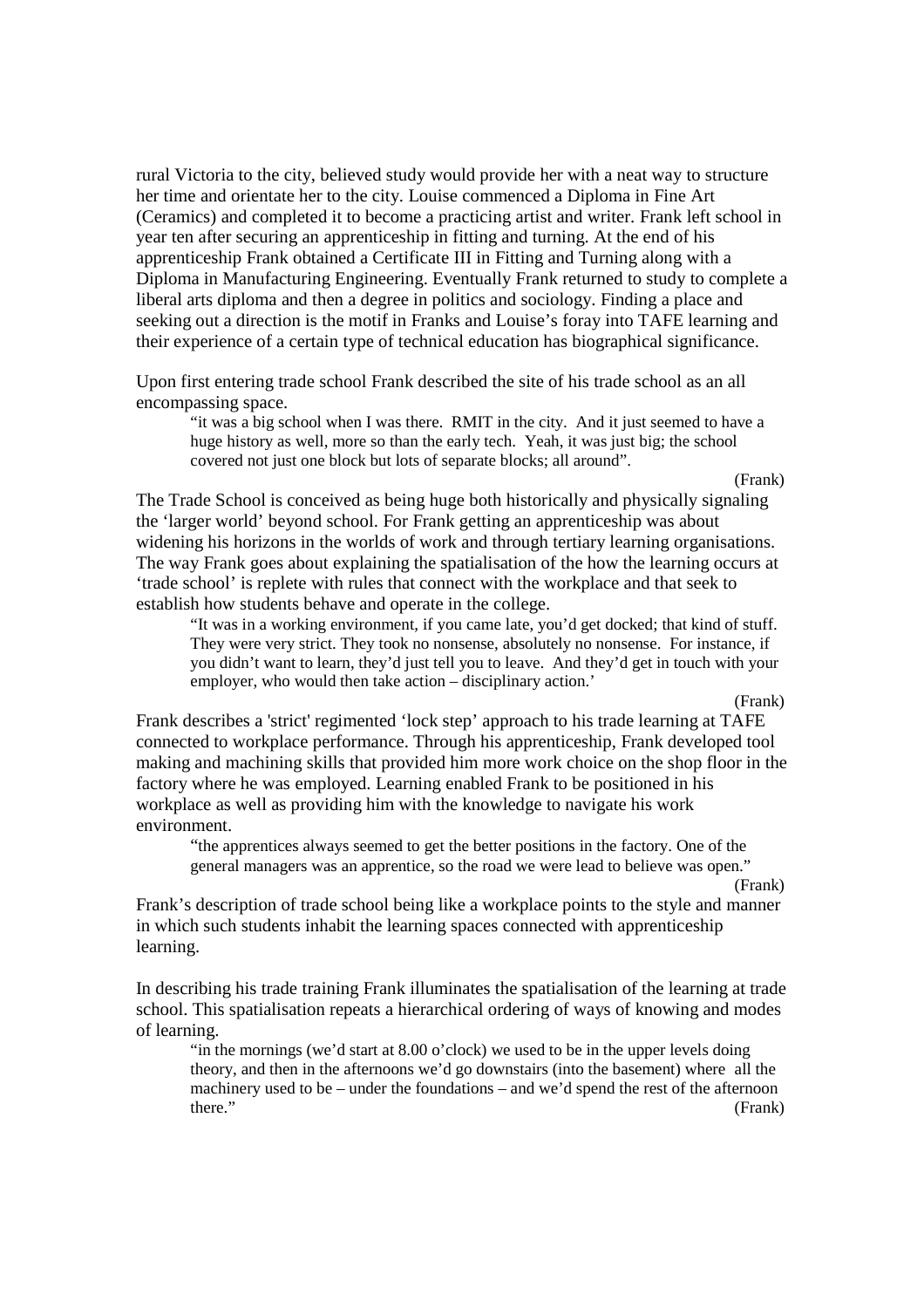rural Victoria to the city, believed study would provide her with a neat way to structure her time and orientate her to the city. Louise commenced a Diploma in Fine Art (Ceramics) and completed it to become a practicing artist and writer. Frank left school in year ten after securing an apprenticeship in fitting and turning. At the end of his apprenticeship Frank obtained a Certificate III in Fitting and Turning along with a Diploma in Manufacturing Engineering. Eventually Frank returned to study to complete a liberal arts diploma and then a degree in politics and sociology. Finding a place and seeking out a direction is the motif in Franks and Louise's foray into TAFE learning and their experience of a certain type of technical education has biographical significance.

Upon first entering trade school Frank described the site of his trade school as an all encompassing space.

> "it was a big school when I was there. RMIT in the city. And it just seemed to have a huge history as well, more so than the early tech. Yeah, it was just big; the school covered not just one block but lots of separate blocks; all around".
>
> (Frank)

The Trade School is conceived as being huge both historically and physically signaling the 'larger world' beyond school. For Frank getting an apprenticeship was about widening his horizons in the worlds of work and through tertiary learning organisations. The way Frank goes about explaining the spatialisation of the how the learning occurs at 'trade school' is replete with rules that connect with the workplace and that seek to establish how students behave and operate in the college.

> "It was in a working environment, if you came late, you'd get docked; that kind of stuff. They were very strict. They took no nonsense, absolutely no nonsense. For instance, if you didn't want to learn, they'd just tell you to leave. And they'd get in touch with your employer, who would then take action – disciplinary action.'
>
> (Frank)

Frank describes a 'strict' regimented 'lock step' approach to his trade learning at TAFE connected to workplace performance. Through his apprenticeship, Frank developed tool making and machining skills that provided him more work choice on the shop floor in the factory where he was employed. Learning enabled Frank to be positioned in his workplace as well as providing him with the knowledge to navigate his work environment.

> "the apprentices always seemed to get the better positions in the factory. One of the general managers was an apprentice, so the road we were lead to believe was open."
>
> (Frank)

Frank's description of trade school being like a workplace points to the style and manner in which such students inhabit the learning spaces connected with apprenticeship learning.

In describing his trade training Frank illuminates the spatialisation of the learning at trade school. This spatialisation repeats a hierarchical ordering of ways of knowing and modes of learning.

> "in the mornings (we'd start at 8.00 o'clock) we used to be in the upper levels doing theory, and then in the afternoons we'd go downstairs (into the basement) where all the machinery used to be – under the foundations – and we'd spend the rest of the afternoon there."
>
> (Frank)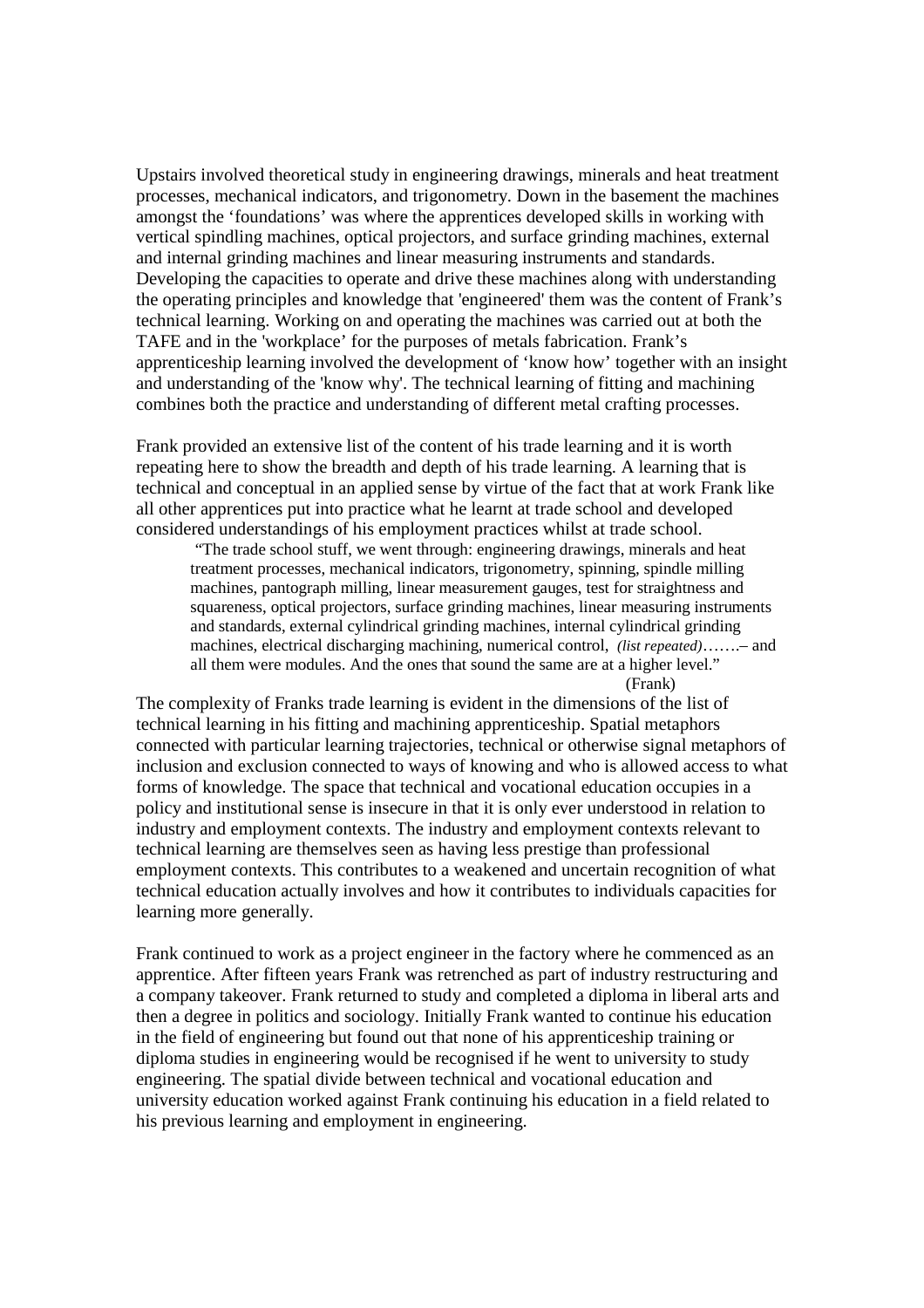Upstairs involved theoretical study in engineering drawings, minerals and heat treatment processes, mechanical indicators, and trigonometry. Down in the basement the machines amongst the 'foundations' was where the apprentices developed skills in working with vertical spindling machines, optical projectors, and surface grinding machines, external and internal grinding machines and linear measuring instruments and standards. Developing the capacities to operate and drive these machines along with understanding the operating principles and knowledge that 'engineered' them was the content of Frank's technical learning. Working on and operating the machines was carried out at both the TAFE and in the 'workplace' for the purposes of metals fabrication. Frank's apprenticeship learning involved the development of 'know how' together with an insight and understanding of the 'know why'. The technical learning of fitting and machining combines both the practice and understanding of different metal crafting processes.

Frank provided an extensive list of the content of his trade learning and it is worth repeating here to show the breadth and depth of his trade learning. A learning that is technical and conceptual in an applied sense by virtue of the fact that at work Frank like all other apprentices put into practice what he learnt at trade school and developed considered understandings of his employment practices whilst at trade school.

> "The trade school stuff, we went through: engineering drawings, minerals and heat treatment processes, mechanical indicators, trigonometry, spinning, spindle milling machines, pantograph milling, linear measurement gauges, test for straightness and squareness, optical projectors, surface grinding machines, linear measuring instruments and standards, external cylindrical grinding machines, internal cylindrical grinding machines, electrical discharging machining, numerical control, *(list repeated)*…….– and all them were modules. And the ones that sound the same are at a higher level."
>
> (Frank)

The complexity of Franks trade learning is evident in the dimensions of the list of technical learning in his fitting and machining apprenticeship. Spatial metaphors connected with particular learning trajectories, technical or otherwise signal metaphors of inclusion and exclusion connected to ways of knowing and who is allowed access to what forms of knowledge. The space that technical and vocational education occupies in a policy and institutional sense is insecure in that it is only ever understood in relation to industry and employment contexts. The industry and employment contexts relevant to technical learning are themselves seen as having less prestige than professional employment contexts. This contributes to a weakened and uncertain recognition of what technical education actually involves and how it contributes to individuals capacities for learning more generally.

Frank continued to work as a project engineer in the factory where he commenced as an apprentice. After fifteen years Frank was retrenched as part of industry restructuring and a company takeover. Frank returned to study and completed a diploma in liberal arts and then a degree in politics and sociology. Initially Frank wanted to continue his education in the field of engineering but found out that none of his apprenticeship training or diploma studies in engineering would be recognised if he went to university to study engineering. The spatial divide between technical and vocational education and university education worked against Frank continuing his education in a field related to his previous learning and employment in engineering.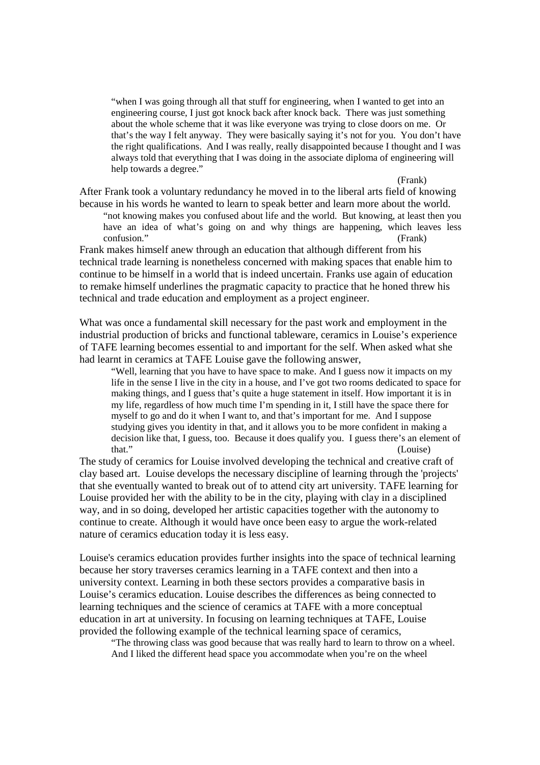> "when I was going through all that stuff for engineering, when I wanted to get into an engineering course, I just got knock back after knock back. There was just something about the whole scheme that it was like everyone was trying to close doors on me. Or that's the way I felt anyway. They were basically saying it's not for you. You don't have the right qualifications. And I was really, really disappointed because I thought and I was always told that everything that I was doing in the associate diploma of engineering will help towards a degree."
>
> (Frank)

After Frank took a voluntary redundancy he moved in to the liberal arts field of knowing because in his words he wanted to learn to speak better and learn more about the world.

> "not knowing makes you confused about life and the world. But knowing, at least then you have an idea of what's going on and why things are happening, which leaves less confusion." (Frank)

Frank makes himself anew through an education that although different from his technical trade learning is nonetheless concerned with making spaces that enable him to continue to be himself in a world that is indeed uncertain. Franks use again of education to remake himself underlines the pragmatic capacity to practice that he honed threw his technical and trade education and employment as a project engineer.

What was once a fundamental skill necessary for the past work and employment in the industrial production of bricks and functional tableware, ceramics in Louise's experience of TAFE learning becomes essential to and important for the self. When asked what she had learnt in ceramics at TAFE Louise gave the following answer,

> "Well, learning that you have to have space to make. And I guess now it impacts on my life in the sense I live in the city in a house, and I've got two rooms dedicated to space for making things, and I guess that's quite a huge statement in itself. How important it is in my life, regardless of how much time I'm spending in it, I still have the space there for myself to go and do it when I want to, and that's important for me. And I suppose studying gives you identity in that, and it allows you to be more confident in making a decision like that, I guess, too. Because it does qualify you. I guess there's an element of that." (Louise)

The study of ceramics for Louise involved developing the technical and creative craft of clay based art. Louise develops the necessary discipline of learning through the 'projects' that she eventually wanted to break out of to attend city art university. TAFE learning for Louise provided her with the ability to be in the city, playing with clay in a disciplined way, and in so doing, developed her artistic capacities together with the autonomy to continue to create. Although it would have once been easy to argue the work-related nature of ceramics education today it is less easy.

Louise's ceramics education provides further insights into the space of technical learning because her story traverses ceramics learning in a TAFE context and then into a university context. Learning in both these sectors provides a comparative basis in Louise's ceramics education. Louise describes the differences as being connected to learning techniques and the science of ceramics at TAFE with a more conceptual education in art at university. In focusing on learning techniques at TAFE, Louise provided the following example of the technical learning space of ceramics,

> "The throwing class was good because that was really hard to learn to throw on a wheel. And I liked the different head space you accommodate when you're on the wheel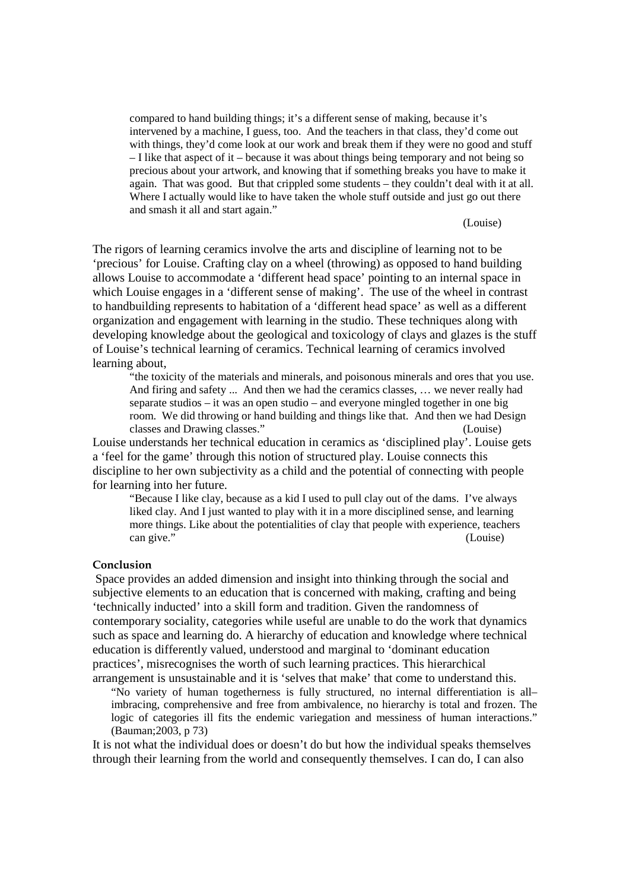> compared to hand building things; it's a different sense of making, because it's intervened by a machine, I guess, too. And the teachers in that class, they'd come out with things, they'd come look at our work and break them if they were no good and stuff – I like that aspect of it – because it was about things being temporary and not being so precious about your artwork, and knowing that if something breaks you have to make it again. That was good. But that crippled some students – they couldn't deal with it at all. Where I actually would like to have taken the whole stuff outside and just go out there and smash it all and start again."
>
> (Louise)

The rigors of learning ceramics involve the arts and discipline of learning not to be 'precious' for Louise. Crafting clay on a wheel (throwing) as opposed to hand building allows Louise to accommodate a 'different head space' pointing to an internal space in which Louise engages in a 'different sense of making'. The use of the wheel in contrast to handbuilding represents to habitation of a 'different head space' as well as a different organization and engagement with learning in the studio. These techniques along with developing knowledge about the geological and toxicology of clays and glazes is the stuff of Louise's technical learning of ceramics. Technical learning of ceramics involved learning about,

> "the toxicity of the materials and minerals, and poisonous minerals and ores that you use. And firing and safety ... And then we had the ceramics classes, … we never really had separate studios – it was an open studio – and everyone mingled together in one big room. We did throwing or hand building and things like that. And then we had Design classes and Drawing classes." (Louise)

Louise understands her technical education in ceramics as 'disciplined play'. Louise gets a 'feel for the game' through this notion of structured play. Louise connects this discipline to her own subjectivity as a child and the potential of connecting with people for learning into her future.

> "Because I like clay, because as a kid I used to pull clay out of the dams. I've always liked clay. And I just wanted to play with it in a more disciplined sense, and learning more things. Like about the potentialities of clay that people with experience, teachers can give." (Louise)

**Conclusion**

Space provides an added dimension and insight into thinking through the social and subjective elements to an education that is concerned with making, crafting and being 'technically inducted' into a skill form and tradition. Given the randomness of contemporary sociality, categories while useful are unable to do the work that dynamics such as space and learning do. A hierarchy of education and knowledge where technical education is differently valued, understood and marginal to 'dominant education practices', misrecognises the worth of such learning practices. This hierarchical arrangement is unsustainable and it is 'selves that make' that come to understand this.

> "No variety of human togetherness is fully structured, no internal differentiation is all–imbracing, comprehensive and free from ambivalence, no hierarchy is total and frozen. The logic of categories ill fits the endemic variegation and messiness of human interactions." (Bauman;2003, p 73)

It is not what the individual does or doesn't do but how the individual speaks themselves through their learning from the world and consequently themselves. I can do, I can also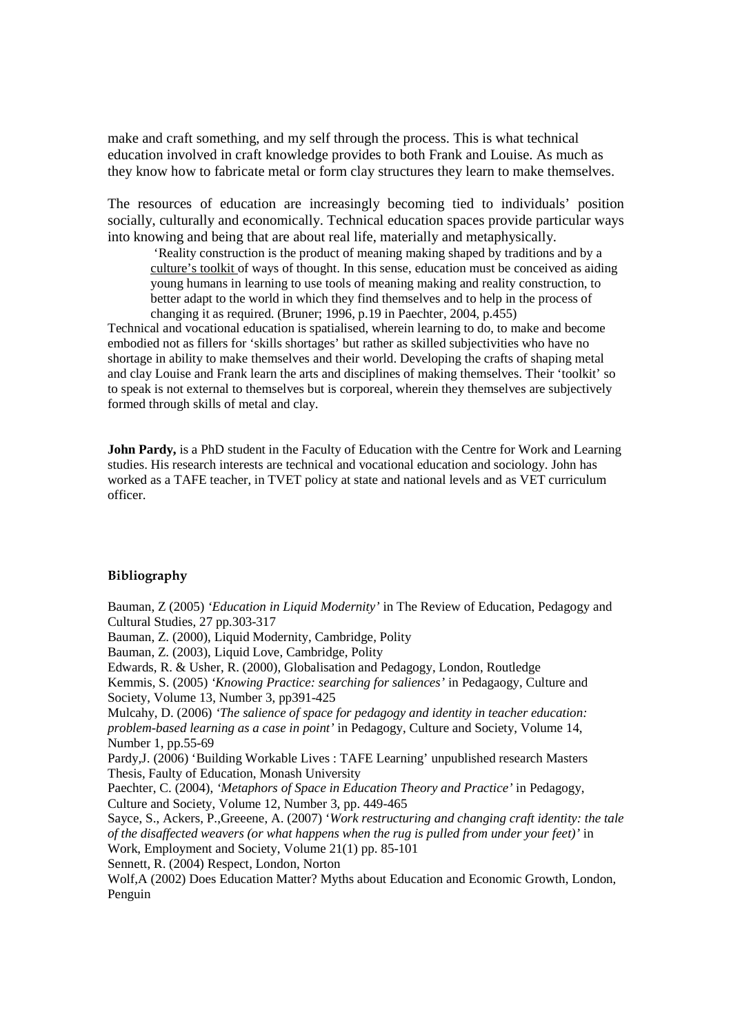make and craft something, and my self through the process. This is what technical education involved in craft knowledge provides to both Frank and Louise. As much as they know how to fabricate metal or form clay structures they learn to make themselves.

The resources of education are increasingly becoming tied to individuals' position socially, culturally and economically. Technical education spaces provide particular ways into knowing and being that are about real life, materially and metaphysically.

> 'Reality construction is the product of meaning making shaped by traditions and by a culture's toolkit of ways of thought. In this sense, education must be conceived as aiding young humans in learning to use tools of meaning making and reality construction, to better adapt to the world in which they find themselves and to help in the process of changing it as required. (Bruner; 1996, p.19 in Paechter, 2004, p.455)

Technical and vocational education is spatialised, wherein learning to do, to make and become embodied not as fillers for 'skills shortages' but rather as skilled subjectivities who have no shortage in ability to make themselves and their world. Developing the crafts of shaping metal and clay Louise and Frank learn the arts and disciplines of making themselves. Their 'toolkit' so to speak is not external to themselves but is corporeal, wherein they themselves are subjectively formed through skills of metal and clay.

**John Pardy,** is a PhD student in the Faculty of Education with the Centre for Work and Learning studies. His research interests are technical and vocational education and sociology. John has worked as a TAFE teacher, in TVET policy at state and national levels and as VET curriculum officer.

### Bibliography

Bauman, Z (2005) *'Education in Liquid Modernity'* in The Review of Education, Pedagogy and Cultural Studies, 27 pp.303-317

Bauman, Z. (2000), Liquid Modernity, Cambridge, Polity

Bauman, Z. (2003), Liquid Love, Cambridge, Polity

Edwards, R. & Usher, R. (2000), Globalisation and Pedagogy, London, Routledge

Kemmis, S. (2005) *'Knowing Practice: searching for saliences'* in Pedagaogy, Culture and Society, Volume 13, Number 3, pp391-425

Mulcahy, D. (2006) *'The salience of space for pedagogy and identity in teacher education: problem-based learning as a case in point'* in Pedagogy, Culture and Society, Volume 14, Number 1, pp.55-69

Pardy,J. (2006) 'Building Workable Lives : TAFE Learning' unpublished research Masters Thesis, Faulty of Education, Monash University

Paechter, C. (2004), *'Metaphors of Space in Education Theory and Practice'* in Pedagogy, Culture and Society, Volume 12, Number 3, pp. 449-465

Sayce, S., Ackers, P.,Greeene, A. (2007) *'Work restructuring and changing craft identity: the tale of the disaffected weavers (or what happens when the rug is pulled from under your feet)'* in Work, Employment and Society, Volume 21(1) pp. 85-101

Sennett, R. (2004) Respect, London, Norton

Wolf,A (2002) Does Education Matter? Myths about Education and Economic Growth, London, Penguin